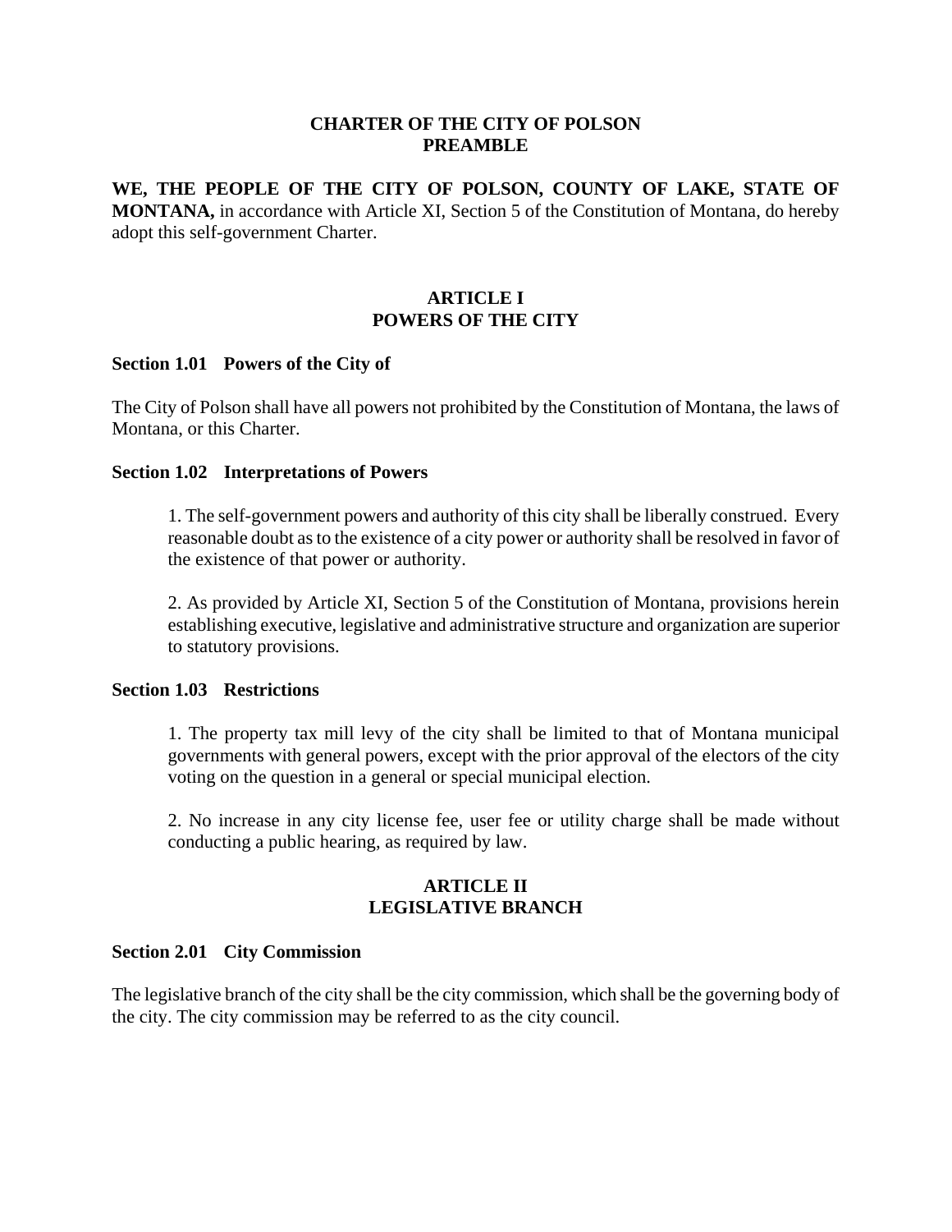# CHARTER OF THE CITY OF POLSON
## PREAMBLE

**WE, THE PEOPLE OF THE CITY OF POLSON, COUNTY OF LAKE, STATE OF MONTANA,** in accordance with Article XI, Section 5 of the Constitution of Montana, do hereby adopt this self-government Charter.

## ARTICLE I
## POWERS OF THE CITY

### Section 1.01 Powers of the City of

The City of Polson shall have all powers not prohibited by the Constitution of Montana, the laws of Montana, or this Charter.

### Section 1.02 Interpretations of Powers

1. The self-government powers and authority of this city shall be liberally construed. Every reasonable doubt as to the existence of a city power or authority shall be resolved in favor of the existence of that power or authority.

2. As provided by Article XI, Section 5 of the Constitution of Montana, provisions herein establishing executive, legislative and administrative structure and organization are superior to statutory provisions.

### Section 1.03 Restrictions

1. The property tax mill levy of the city shall be limited to that of Montana municipal governments with general powers, except with the prior approval of the electors of the city voting on the question in a general or special municipal election.

2. No increase in any city license fee, user fee or utility charge shall be made without conducting a public hearing, as required by law.

## ARTICLE II
## LEGISLATIVE BRANCH

### Section 2.01 City Commission

The legislative branch of the city shall be the city commission, which shall be the governing body of the city. The city commission may be referred to as the city council.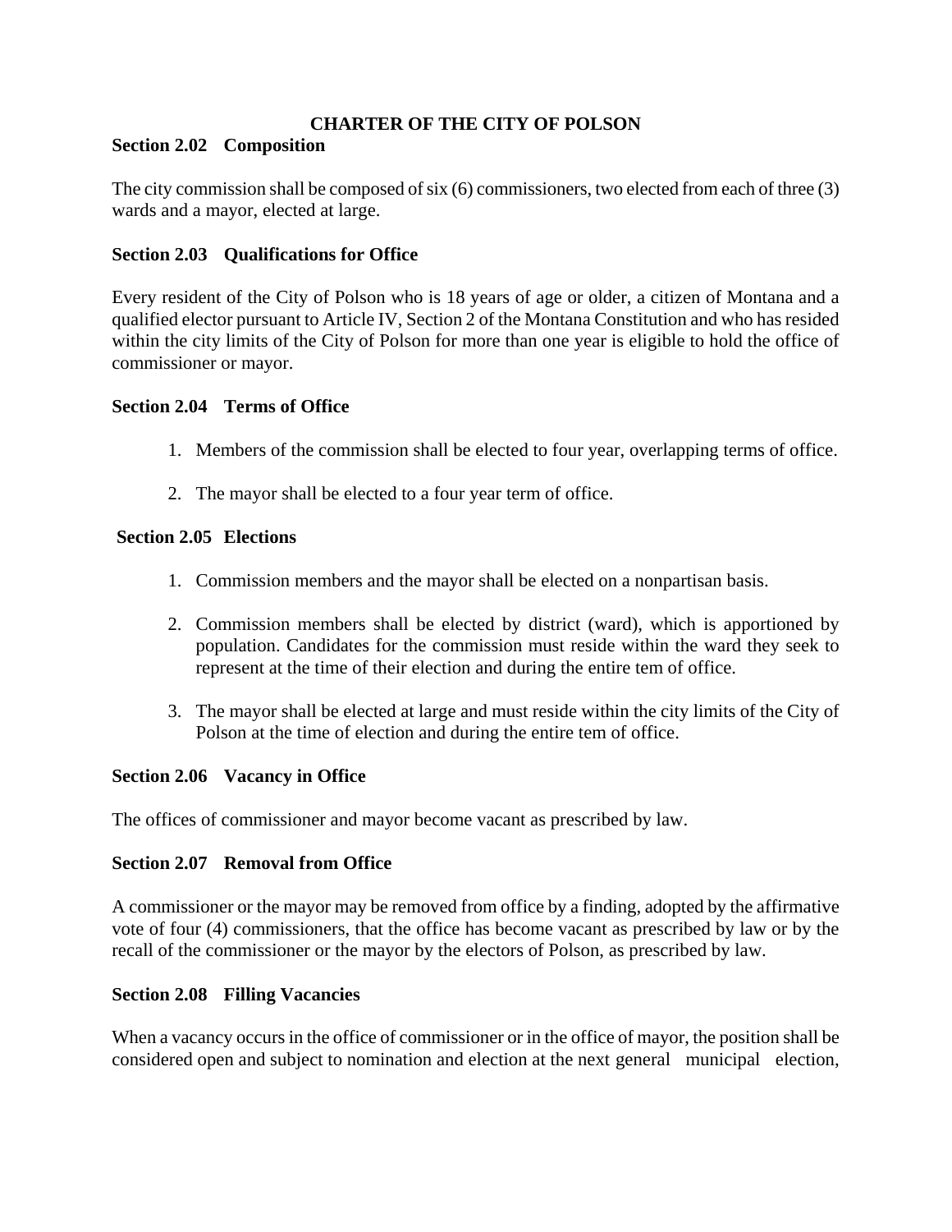**CHARTER OF THE CITY OF POLSON**

**Section 2.02 Composition**

The city commission shall be composed of six (6) commissioners, two elected from each of three (3) wards and a mayor, elected at large.

**Section 2.03 Qualifications for Office**

Every resident of the City of Polson who is 18 years of age or older, a citizen of Montana and a qualified elector pursuant to Article IV, Section 2 of the Montana Constitution and who has resided within the city limits of the City of Polson for more than one year is eligible to hold the office of commissioner or mayor.

**Section 2.04 Terms of Office**

1. Members of the commission shall be elected to four year, overlapping terms of office.
2. The mayor shall be elected to a four year term of office.

**Section 2.05 Elections**

1. Commission members and the mayor shall be elected on a nonpartisan basis.
2. Commission members shall be elected by district (ward), which is apportioned by population. Candidates for the commission must reside within the ward they seek to represent at the time of their election and during the entire tem of office.
3. The mayor shall be elected at large and must reside within the city limits of the City of Polson at the time of election and during the entire tem of office.

**Section 2.06 Vacancy in Office**

The offices of commissioner and mayor become vacant as prescribed by law.

**Section 2.07 Removal from Office**

A commissioner or the mayor may be removed from office by a finding, adopted by the affirmative vote of four (4) commissioners, that the office has become vacant as prescribed by law or by the recall of the commissioner or the mayor by the electors of Polson, as prescribed by law.

**Section 2.08 Filling Vacancies**

When a vacancy occurs in the office of commissioner or in the office of mayor, the position shall be considered open and subject to nomination and election at the next general municipal election,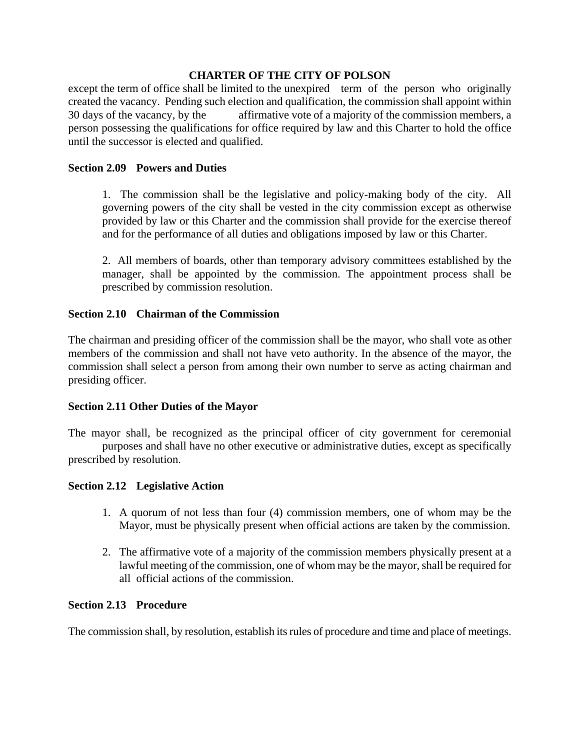except the term of office shall be limited to the unexpired term of the person who originally created the vacancy. Pending such election and qualification, the commission shall appoint within 30 days of the vacancy, by the affirmative vote of a majority of the commission members, a person possessing the qualifications for office required by law and this Charter to hold the office until the successor is elected and qualified.

**Section 2.09 Powers and Duties**

1. The commission shall be the legislative and policy-making body of the city. All governing powers of the city shall be vested in the city commission except as otherwise provided by law or this Charter and the commission shall provide for the exercise thereof and for the performance of all duties and obligations imposed by law or this Charter.

2. All members of boards, other than temporary advisory committees established by the manager, shall be appointed by the commission. The appointment process shall be prescribed by commission resolution.

**Section 2.10 Chairman of the Commission**

The chairman and presiding officer of the commission shall be the mayor, who shall vote as other members of the commission and shall not have veto authority. In the absence of the mayor, the commission shall select a person from among their own number to serve as acting chairman and presiding officer.

**Section 2.11 Other Duties of the Mayor**

The mayor shall, be recognized as the principal officer of city government for ceremonial purposes and shall have no other executive or administrative duties, except as specifically prescribed by resolution.

**Section 2.12 Legislative Action**

1. A quorum of not less than four (4) commission members, one of whom may be the Mayor, must be physically present when official actions are taken by the commission.

2. The affirmative vote of a majority of the commission members physically present at a lawful meeting of the commission, one of whom may be the mayor, shall be required for all official actions of the commission.

**Section 2.13 Procedure**

The commission shall, by resolution, establish its rules of procedure and time and place of meetings.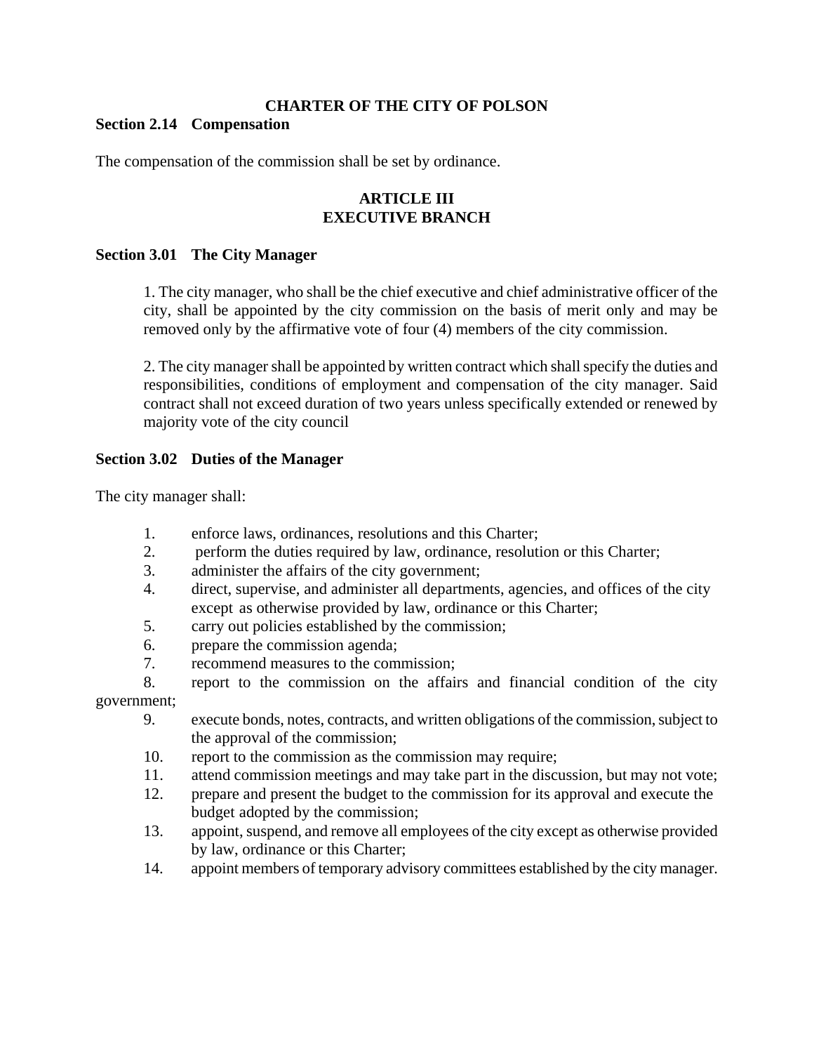**CHARTER OF THE CITY OF POLSON**

### Section 2.14 Compensation

The compensation of the commission shall be set by ordinance.

## ARTICLE III
## EXECUTIVE BRANCH

### Section 3.01 The City Manager

1. The city manager, who shall be the chief executive and chief administrative officer of the city, shall be appointed by the city commission on the basis of merit only and may be removed only by the affirmative vote of four (4) members of the city commission.

2. The city manager shall be appointed by written contract which shall specify the duties and responsibilities, conditions of employment and compensation of the city manager. Said contract shall not exceed duration of two years unless specifically extended or renewed by majority vote of the city council

### Section 3.02 Duties of the Manager

The city manager shall:

1. enforce laws, ordinances, resolutions and this Charter;
2. perform the duties required by law, ordinance, resolution or this Charter;
3. administer the affairs of the city government;
4. direct, supervise, and administer all departments, agencies, and offices of the city except as otherwise provided by law, ordinance or this Charter;
5. carry out policies established by the commission;
6. prepare the commission agenda;
7. recommend measures to the commission;
8. report to the commission on the affairs and financial condition of the city government;
9. execute bonds, notes, contracts, and written obligations of the commission, subject to the approval of the commission;
10. report to the commission as the commission may require;
11. attend commission meetings and may take part in the discussion, but may not vote;
12. prepare and present the budget to the commission for its approval and execute the budget adopted by the commission;
13. appoint, suspend, and remove all employees of the city except as otherwise provided by law, ordinance or this Charter;
14. appoint members of temporary advisory committees established by the city manager.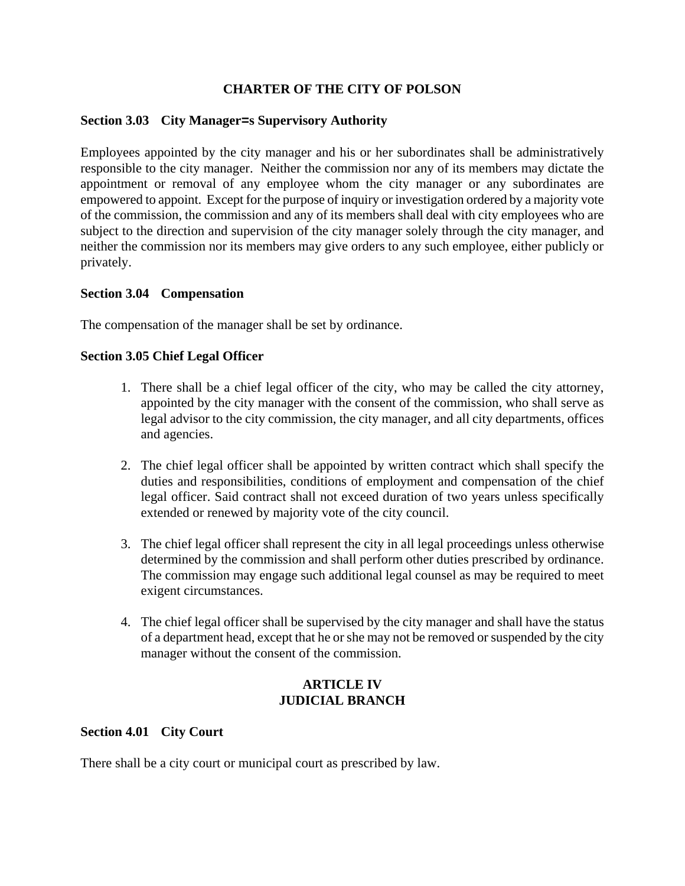# CHARTER OF THE CITY OF POLSON

### Section 3.03 City Manager=s Supervisory Authority

Employees appointed by the city manager and his or her subordinates shall be administratively responsible to the city manager. Neither the commission nor any of its members may dictate the appointment or removal of any employee whom the city manager or any subordinates are empowered to appoint. Except for the purpose of inquiry or investigation ordered by a majority vote of the commission, the commission and any of its members shall deal with city employees who are subject to the direction and supervision of the city manager solely through the city manager, and neither the commission nor its members may give orders to any such employee, either publicly or privately.

### Section 3.04 Compensation

The compensation of the manager shall be set by ordinance.

### Section 3.05 Chief Legal Officer

1. There shall be a chief legal officer of the city, who may be called the city attorney, appointed by the city manager with the consent of the commission, who shall serve as legal advisor to the city commission, the city manager, and all city departments, offices and agencies.

2. The chief legal officer shall be appointed by written contract which shall specify the duties and responsibilities, conditions of employment and compensation of the chief legal officer. Said contract shall not exceed duration of two years unless specifically extended or renewed by majority vote of the city council.

3. The chief legal officer shall represent the city in all legal proceedings unless otherwise determined by the commission and shall perform other duties prescribed by ordinance. The commission may engage such additional legal counsel as may be required to meet exigent circumstances.

4. The chief legal officer shall be supervised by the city manager and shall have the status of a department head, except that he or she may not be removed or suspended by the city manager without the consent of the commission.

## ARTICLE IV
## JUDICIAL BRANCH

### Section 4.01 City Court

There shall be a city court or municipal court as prescribed by law.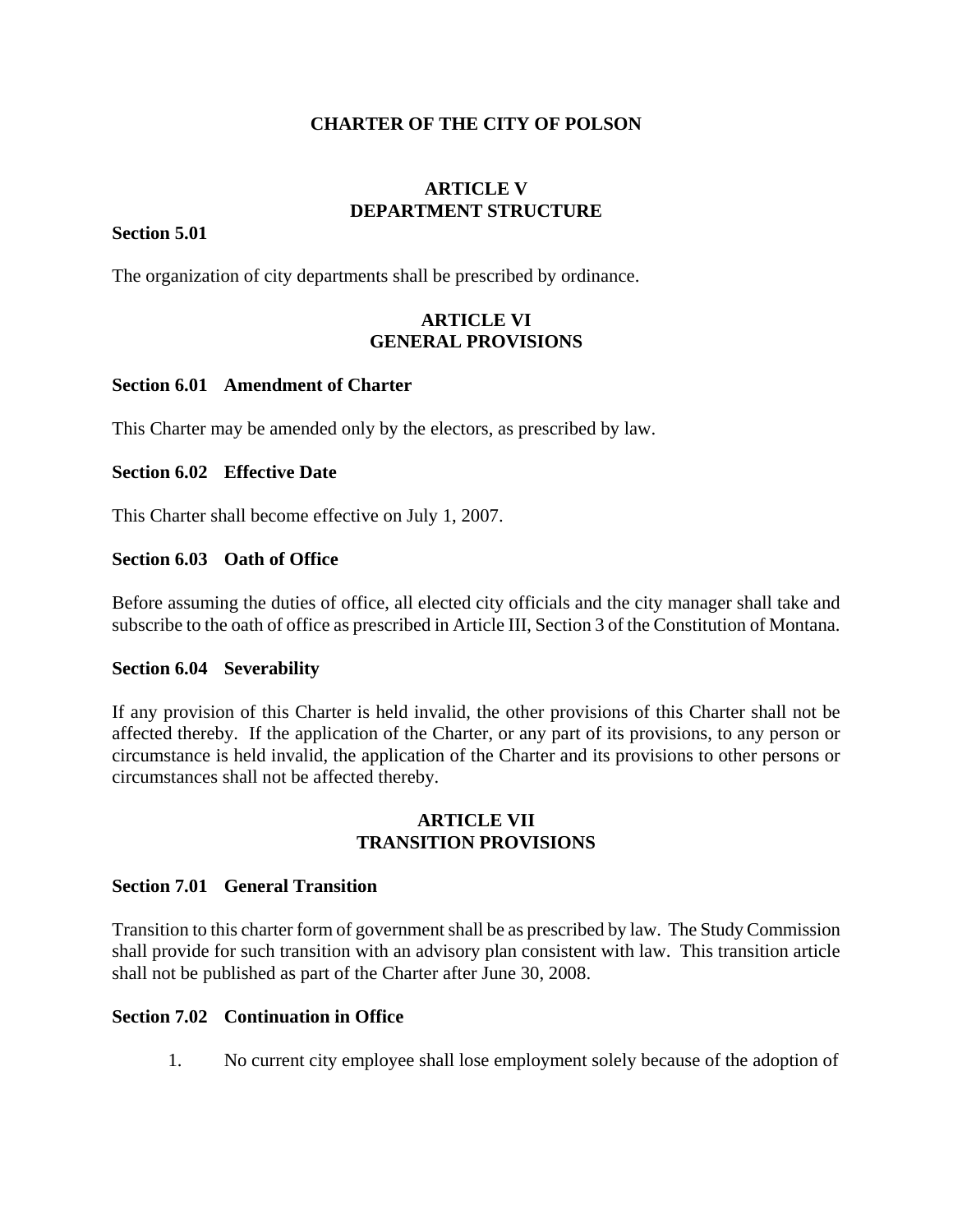# CHARTER OF THE CITY OF POLSON

## ARTICLE V
## DEPARTMENT STRUCTURE

**Section 5.01**

The organization of city departments shall be prescribed by ordinance.

## ARTICLE VI
## GENERAL PROVISIONS

**Section 6.01 Amendment of Charter**

This Charter may be amended only by the electors, as prescribed by law.

**Section 6.02 Effective Date**

This Charter shall become effective on July 1, 2007.

**Section 6.03 Oath of Office**

Before assuming the duties of office, all elected city officials and the city manager shall take and subscribe to the oath of office as prescribed in Article III, Section 3 of the Constitution of Montana.

**Section 6.04 Severability**

If any provision of this Charter is held invalid, the other provisions of this Charter shall not be affected thereby. If the application of the Charter, or any part of its provisions, to any person or circumstance is held invalid, the application of the Charter and its provisions to other persons or circumstances shall not be affected thereby.

## ARTICLE VII
## TRANSITION PROVISIONS

**Section 7.01 General Transition**

Transition to this charter form of government shall be as prescribed by law. The Study Commission shall provide for such transition with an advisory plan consistent with law. This transition article shall not be published as part of the Charter after June 30, 2008.

**Section 7.02 Continuation in Office**

1. No current city employee shall lose employment solely because of the adoption of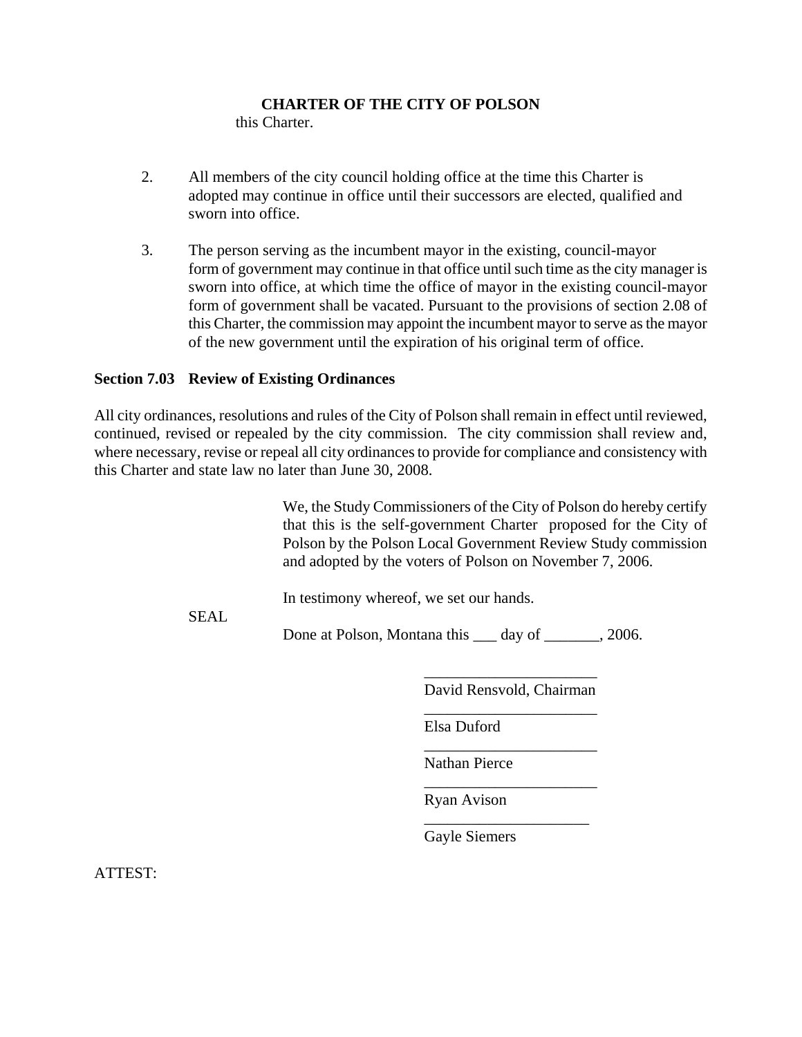this Charter.

2. All members of the city council holding office at the time this Charter is adopted may continue in office until their successors are elected, qualified and sworn into office.

3. The person serving as the incumbent mayor in the existing, council-mayor form of government may continue in that office until such time as the city manager is sworn into office, at which time the office of mayor in the existing council-mayor form of government shall be vacated. Pursuant to the provisions of section 2.08 of this Charter, the commission may appoint the incumbent mayor to serve as the mayor of the new government until the expiration of his original term of office.

**Section 7.03 Review of Existing Ordinances**

All city ordinances, resolutions and rules of the City of Polson shall remain in effect until reviewed, continued, revised or repealed by the city commission. The city commission shall review and, where necessary, revise or repeal all city ordinances to provide for compliance and consistency with this Charter and state law no later than June 30, 2008.

We, the Study Commissioners of the City of Polson do hereby certify that this is the self-government Charter proposed for the City of Polson by the Polson Local Government Review Study commission and adopted by the voters of Polson on November 7, 2006.

In testimony whereof, we set our hands.

SEAL

Done at Polson, Montana this ___ day of _______, 2006.

______________________
David Rensvold, Chairman

______________________
Elsa Duford

______________________
Nathan Pierce

______________________
Ryan Avison

_____________________
Gayle Siemers

ATTEST: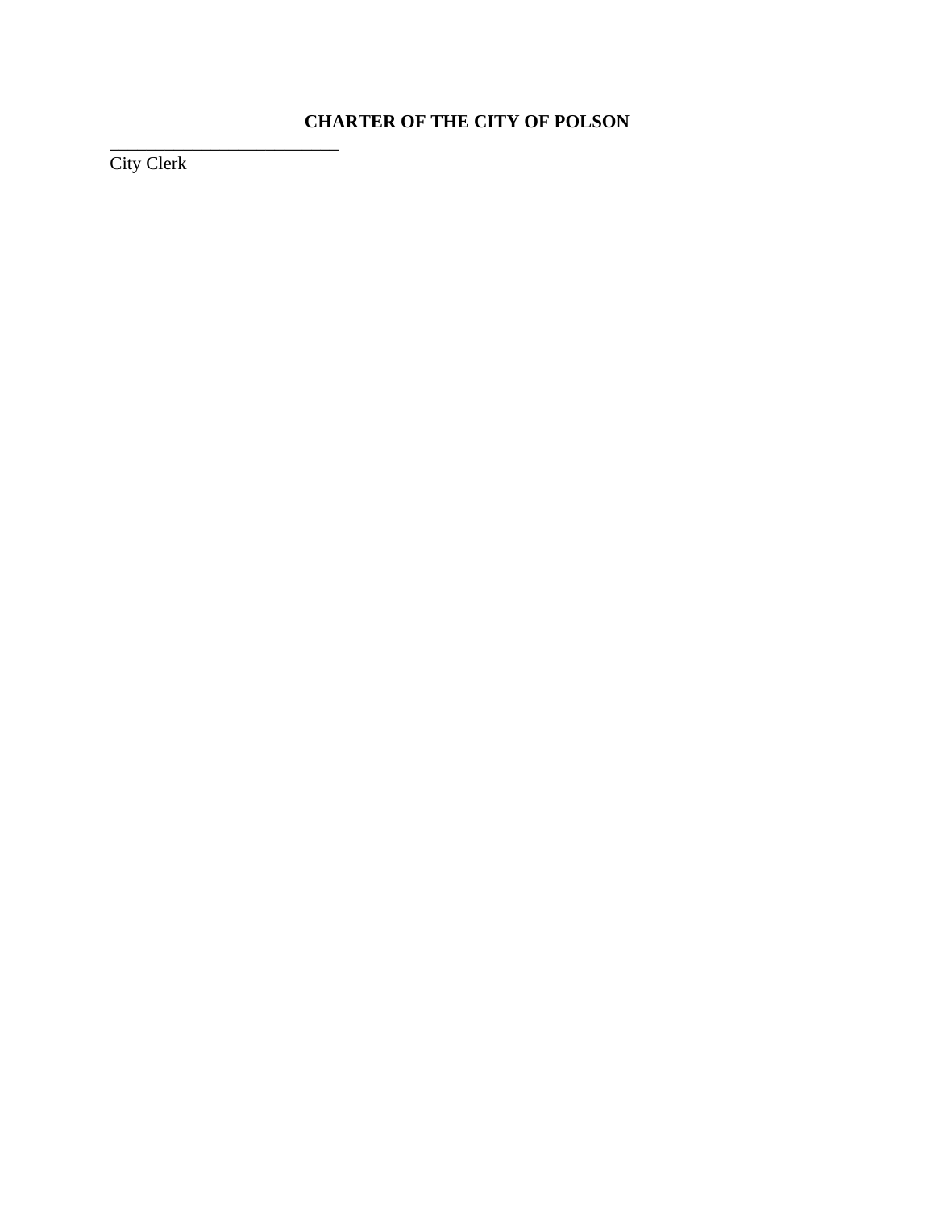\_\_\_\_\_\_\_\_\_\_\_\_\_\_\_\_\_\_\_\_\_\_\_\_\_\_

City Clerk